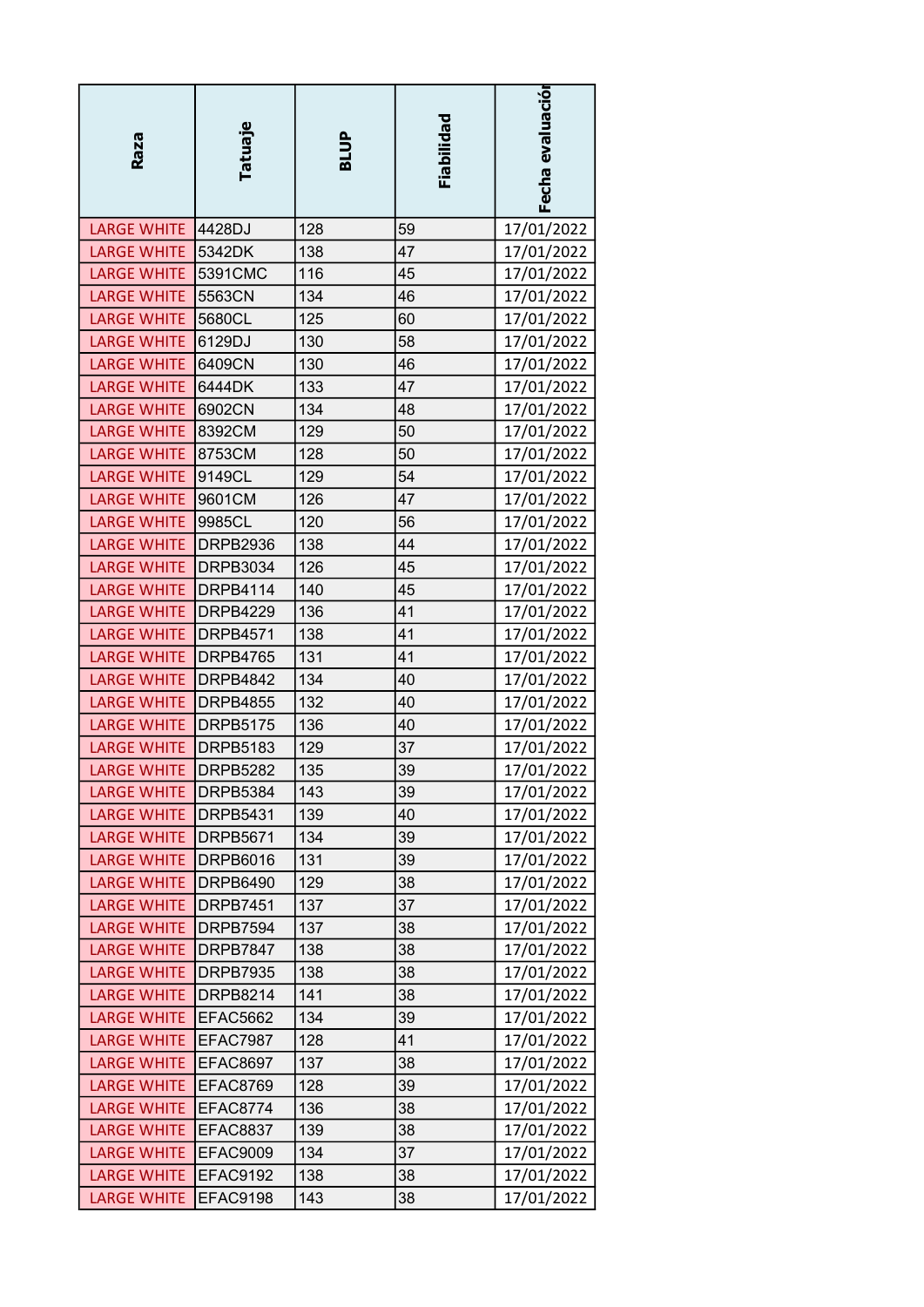| Raza | Tatuaje | BLUP | Fiabilidad | Fecha evaluación |
|---|---|---|---|---|
| LARGE WHITE | 4428DJ | 128 | 59 | 17/01/2022 |
| LARGE WHITE | 5342DK | 138 | 47 | 17/01/2022 |
| LARGE WHITE | 5391CMC | 116 | 45 | 17/01/2022 |
| LARGE WHITE | 5563CN | 134 | 46 | 17/01/2022 |
| LARGE WHITE | 5680CL | 125 | 60 | 17/01/2022 |
| LARGE WHITE | 6129DJ | 130 | 58 | 17/01/2022 |
| LARGE WHITE | 6409CN | 130 | 46 | 17/01/2022 |
| LARGE WHITE | 6444DK | 133 | 47 | 17/01/2022 |
| LARGE WHITE | 6902CN | 134 | 48 | 17/01/2022 |
| LARGE WHITE | 8392CM | 129 | 50 | 17/01/2022 |
| LARGE WHITE | 8753CM | 128 | 50 | 17/01/2022 |
| LARGE WHITE | 9149CL | 129 | 54 | 17/01/2022 |
| LARGE WHITE | 9601CM | 126 | 47 | 17/01/2022 |
| LARGE WHITE | 9985CL | 120 | 56 | 17/01/2022 |
| LARGE WHITE | DRPB2936 | 138 | 44 | 17/01/2022 |
| LARGE WHITE | DRPB3034 | 126 | 45 | 17/01/2022 |
| LARGE WHITE | DRPB4114 | 140 | 45 | 17/01/2022 |
| LARGE WHITE | DRPB4229 | 136 | 41 | 17/01/2022 |
| LARGE WHITE | DRPB4571 | 138 | 41 | 17/01/2022 |
| LARGE WHITE | DRPB4765 | 131 | 41 | 17/01/2022 |
| LARGE WHITE | DRPB4842 | 134 | 40 | 17/01/2022 |
| LARGE WHITE | DRPB4855 | 132 | 40 | 17/01/2022 |
| LARGE WHITE | DRPB5175 | 136 | 40 | 17/01/2022 |
| LARGE WHITE | DRPB5183 | 129 | 37 | 17/01/2022 |
| LARGE WHITE | DRPB5282 | 135 | 39 | 17/01/2022 |
| LARGE WHITE | DRPB5384 | 143 | 39 | 17/01/2022 |
| LARGE WHITE | DRPB5431 | 139 | 40 | 17/01/2022 |
| LARGE WHITE | DRPB5671 | 134 | 39 | 17/01/2022 |
| LARGE WHITE | DRPB6016 | 131 | 39 | 17/01/2022 |
| LARGE WHITE | DRPB6490 | 129 | 38 | 17/01/2022 |
| LARGE WHITE | DRPB7451 | 137 | 37 | 17/01/2022 |
| LARGE WHITE | DRPB7594 | 137 | 38 | 17/01/2022 |
| LARGE WHITE | DRPB7847 | 138 | 38 | 17/01/2022 |
| LARGE WHITE | DRPB7935 | 138 | 38 | 17/01/2022 |
| LARGE WHITE | DRPB8214 | 141 | 38 | 17/01/2022 |
| LARGE WHITE | EFAC5662 | 134 | 39 | 17/01/2022 |
| LARGE WHITE | EFAC7987 | 128 | 41 | 17/01/2022 |
| LARGE WHITE | EFAC8697 | 137 | 38 | 17/01/2022 |
| LARGE WHITE | EFAC8769 | 128 | 39 | 17/01/2022 |
| LARGE WHITE | EFAC8774 | 136 | 38 | 17/01/2022 |
| LARGE WHITE | EFAC8837 | 139 | 38 | 17/01/2022 |
| LARGE WHITE | EFAC9009 | 134 | 37 | 17/01/2022 |
| LARGE WHITE | EFAC9192 | 138 | 38 | 17/01/2022 |
| LARGE WHITE | EFAC9198 | 143 | 38 | 17/01/2022 |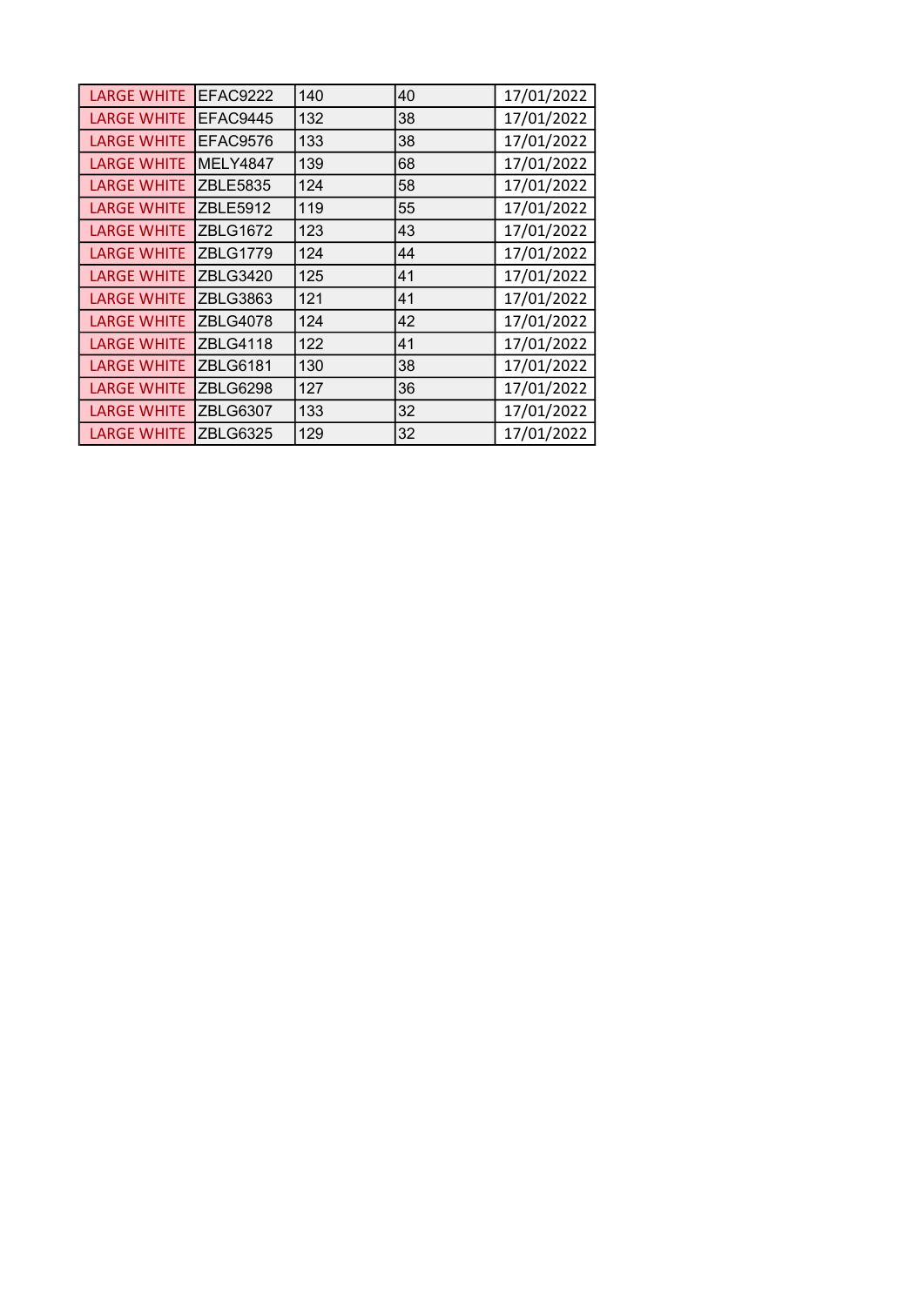| | | | | |
|---|---|---|---|---|
| LARGE WHITE | EFAC9222 | 140 | 40 | 17/01/2022 |
| LARGE WHITE | EFAC9445 | 132 | 38 | 17/01/2022 |
| LARGE WHITE | EFAC9576 | 133 | 38 | 17/01/2022 |
| LARGE WHITE | MELY4847 | 139 | 68 | 17/01/2022 |
| LARGE WHITE | ZBLE5835 | 124 | 58 | 17/01/2022 |
| LARGE WHITE | ZBLE5912 | 119 | 55 | 17/01/2022 |
| LARGE WHITE | ZBLG1672 | 123 | 43 | 17/01/2022 |
| LARGE WHITE | ZBLG1779 | 124 | 44 | 17/01/2022 |
| LARGE WHITE | ZBLG3420 | 125 | 41 | 17/01/2022 |
| LARGE WHITE | ZBLG3863 | 121 | 41 | 17/01/2022 |
| LARGE WHITE | ZBLG4078 | 124 | 42 | 17/01/2022 |
| LARGE WHITE | ZBLG4118 | 122 | 41 | 17/01/2022 |
| LARGE WHITE | ZBLG6181 | 130 | 38 | 17/01/2022 |
| LARGE WHITE | ZBLG6298 | 127 | 36 | 17/01/2022 |
| LARGE WHITE | ZBLG6307 | 133 | 32 | 17/01/2022 |
| LARGE WHITE | ZBLG6325 | 129 | 32 | 17/01/2022 |